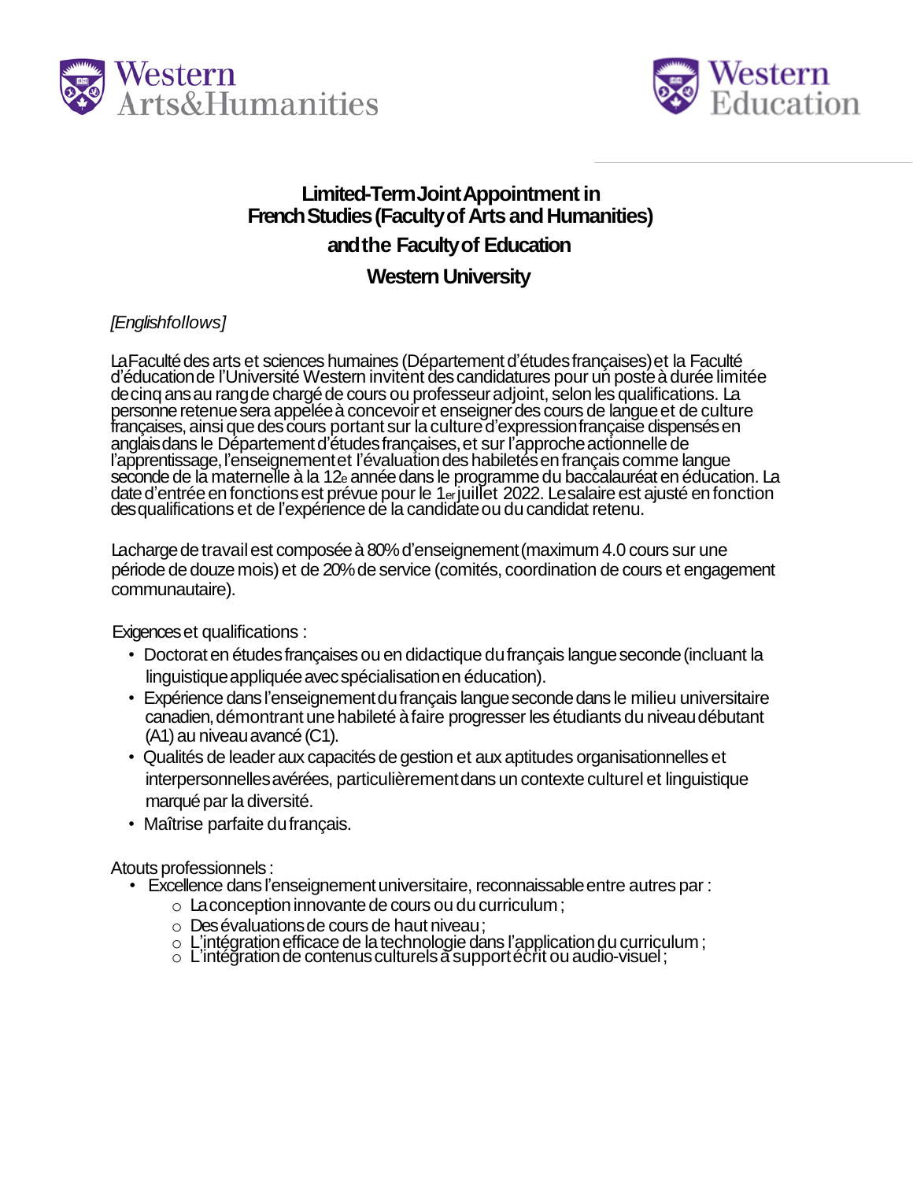Western Arts&Humanities

Western Education

# Limited-Term Joint Appointment in French Studies (Faculty of Arts and Humanities) and the Faculty of Education Western University

*[English follows]*

La Faculté des arts et sciences humaines (Département d'études françaises) et la Faculté d'éducation de l'Université Western invitent des candidatures pour un poste à durée limitée de cinq ans au rang de chargé de cours ou professeur adjoint, selon les qualifications. La personne retenue sera appelée à concevoir et enseigner des cours de langue et de culture françaises, ainsi que des cours portant sur la culture d'expression française dispensés en anglais dans le Département d'études françaises, et sur l'approche actionnelle de l'apprentissage, l'enseignement et l'évaluation des habiletés en français comme langue seconde de la maternelle à la 12e année dans le programme du baccalauréat en éducation. La date d'entrée en fonctions est prévue pour le 1er juillet 2022. Le salaire est ajusté en fonction des qualifications et de l'expérience de la candidate ou du candidat retenu.

La charge de travail est composée à 80% d'enseignement (maximum 4.0 cours sur une période de douze mois) et de 20% de service (comités, coordination de cours et engagement communautaire).

Exigences et qualifications :

- Doctorat en études françaises ou en didactique du français langue seconde (incluant la linguistique appliquée avec spécialisation en éducation).
- Expérience dans l'enseignement du français langue seconde dans le milieu universitaire canadien, démontrant une habileté à faire progresser les étudiants du niveau débutant (A1) au niveau avancé (C1).
- Qualités de leader aux capacités de gestion et aux aptitudes organisationnelles et interpersonnelles avérées, particulièrement dans un contexte culturel et linguistique marqué par la diversité.
- Maîtrise parfaite du français.

Atouts professionnels :

- Excellence dans l'enseignement universitaire, reconnaissable entre autres par :
  - La conception innovante de cours ou du curriculum ;
  - Des évaluations de cours de haut niveau ;
  - L'intégration efficace de la technologie dans l'application du curriculum ;
  - L'intégration de contenus culturels à support écrit ou audio-visuel ;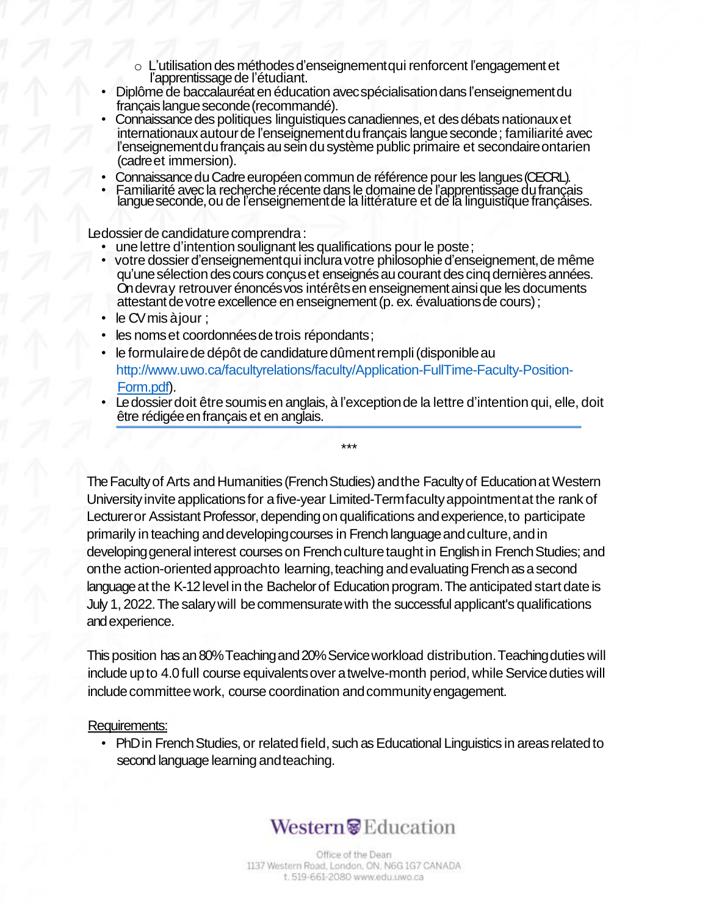- L'utilisation des méthodes d'enseignement qui renforcent l'engagement et l'apprentissage de l'étudiant.
- Diplôme de baccalauréat en éducation avec spécialisation dans l'enseignement du français langue seconde (recommandé).
- Connaissance des politiques linguistiques canadiennes, et des débats nationaux et internationaux autour de l'enseignement du français langue seconde ; familiarité avec l'enseignement du français au sein du système public primaire et secondaire ontarien (cadre et immersion).
- Connaissance du Cadre européen commun de référence pour les langues (CECRL).
- Familiarité avec la recherche récente dans le domaine de l'apprentissage du français langue seconde, ou de l'enseignement de la littérature et de la linguistique françaises.

Le dossier de candidature comprendra :

- une lettre d'intention soulignant les qualifications pour le poste ;
- votre dossier d'enseignement qui inclura votre philosophie d'enseignement, de même qu'une sélection des cours conçus et enseignés au courant des cinq dernières années. On devray retrouver énoncés vos intérêts en enseignement ainsi que les documents attestant de votre excellence en enseignement (p. ex. évaluations de cours) ;
- le CV mis à jour ;
- les noms et coordonnées de trois répondants ;
- le formulaire de dépôt de candidature dûment rempli (disponible au http://www.uwo.ca/facultyrelations/faculty/Application-FullTime-Faculty-Position-Form.pdf).
- Le dossier doit être soumis en anglais, à l'exception de la lettre d'intention qui, elle, doit être rédigée en français et en anglais.

***

The Faculty of Arts and Humanities (French Studies) and the Faculty of Education at Western University invite applications for a five-year Limited-Term faculty appointment at the rank of Lecturer or Assistant Professor, depending on qualifications and experience, to participate primarily in teaching and developing courses in French language and culture, and in developing general interest courses on French culture taught in English in French Studies; and on the action-oriented approach to learning, teaching and evaluating French as a second language at the K-12 level in the Bachelor of Education program. The anticipated start date is July 1, 2022. The salary will be commensurate with the successful applicant's qualifications and experience.

This position has an 80% Teaching and 20% Service workload distribution. Teaching duties will include up to 4.0 full course equivalents over a twelve-month period, while Service duties will include committee work, course coordination and community engagement.

Requirements:

- PhD in French Studies, or related field, such as Educational Linguistics in areas related to second language learning and teaching.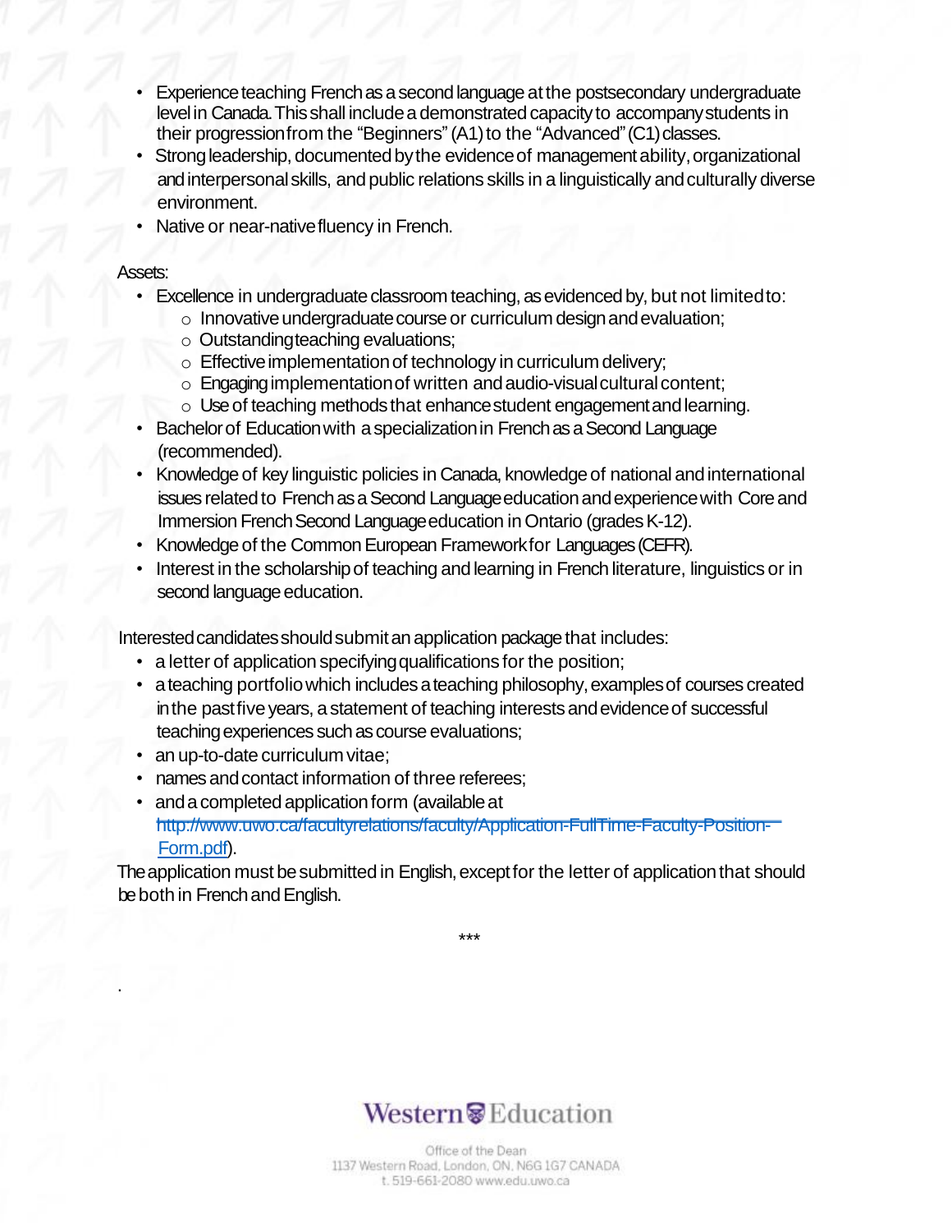- Experience teaching French as a second language at the postsecondary undergraduate level in Canada. This shall include a demonstrated capacity to accompany students in their progression from the "Beginners" (A1) to the "Advanced" (C1) classes.
- Strong leadership, documented by the evidence of management ability, organizational and interpersonal skills, and public relations skills in a linguistically and culturally diverse environment.
- Native or near-native fluency in French.

Assets:

- Excellence in undergraduate classroom teaching, as evidenced by, but not limited to:
  - Innovative undergraduate course or curriculum design and evaluation;
  - Outstanding teaching evaluations;
  - Effective implementation of technology in curriculum delivery;
  - Engaging implementation of written and audio-visual cultural content;
  - Use of teaching methods that enhance student engagement and learning.
- Bachelor of Education with a specialization in French as a Second Language (recommended).
- Knowledge of key linguistic policies in Canada, knowledge of national and international issues related to French as a Second Language education and experience with Core and Immersion French Second Language education in Ontario (grades K-12).
- Knowledge of the Common European Framework for Languages (CEFR).
- Interest in the scholarship of teaching and learning in French literature, linguistics or in second language education.

Interested candidates should submit an application package that includes:

- a letter of application specifying qualifications for the position;
- a teaching portfolio which includes a teaching philosophy, examples of courses created in the past five years, a statement of teaching interests and evidence of successful teaching experiences such as course evaluations;
- an up-to-date curriculum vitae;
- names and contact information of three referees;
- and a completed application form (available at http://www.uwo.ca/facultyrelations/faculty/Application-FullTime-Faculty-Position-Form.pdf).

The application must be submitted in English, except for the letter of application that should be both in French and English.

***

Western Education

Office of the Dean
1137 Western Road, London, ON, N6G 1G7 CANADA
t. 519-661-2080 www.edu.uwo.ca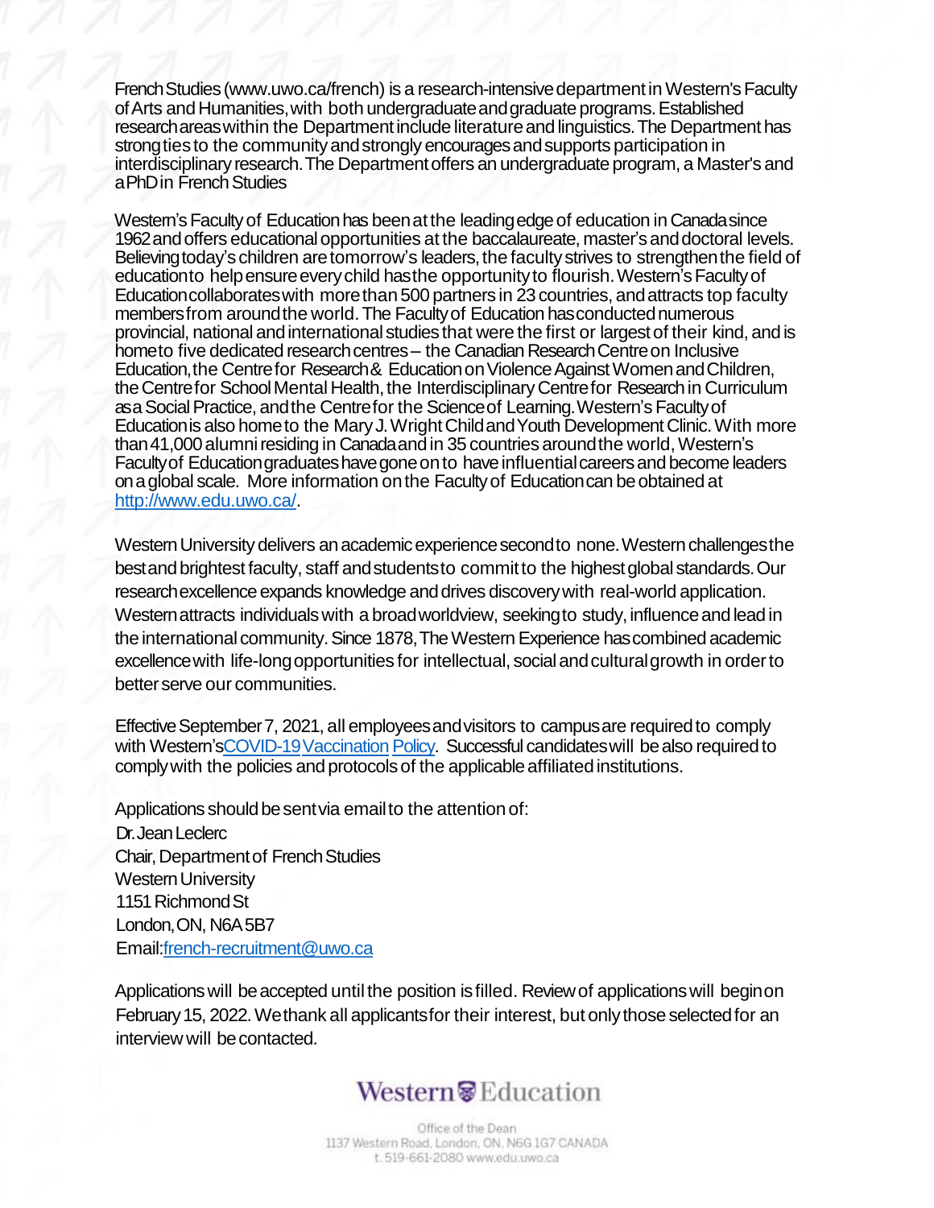French Studies (www.uwo.ca/french) is a research-intensive department in Western's Faculty of Arts and Humanities, with both undergraduate and graduate programs. Established research areas within the Department include literature and linguistics. The Department has strong ties to the community and strongly encourages and supports participation in interdisciplinary research. The Department offers an undergraduate program, a Master's and a PhD in French Studies

Western's Faculty of Education has been at the leading edge of education in Canada since 1962 and offers educational opportunities at the baccalaureate, master's and doctoral levels. Believing today's children are tomorrow's leaders, the faculty strives to strengthen the field of education to help ensure every child has the opportunity to flourish. Western's Faculty of Education collaborates with more than 500 partners in 23 countries, and attracts top faculty members from around the world. The Faculty of Education has conducted numerous provincial, national and international studies that were the first or largest of their kind, and is home to five dedicated research centres – the Canadian Research Centre on Inclusive Education, the Centre for Research & Education on Violence Against Women and Children, the Centre for School Mental Health, the Interdisciplinary Centre for Research in Curriculum as a Social Practice, and the Centre for the Science of Learning. Western's Faculty of Education is also home to the Mary J. Wright Child and Youth Development Clinic. With more than 41,000 alumni residing in Canada and in 35 countries around the world, Western's Faculty of Education graduates have gone on to have influential careers and become leaders on a global scale. More information on the Faculty of Education can be obtained at http://www.edu.uwo.ca/.

Western University delivers an academic experience second to none. Western challenges the best and brightest faculty, staff and students to commit to the highest global standards. Our research excellence expands knowledge and drives discovery with real-world application. Western attracts individuals with a broad worldview, seeking to study, influence and lead in the international community. Since 1878, The Western Experience has combined academic excellence with life-long opportunities for intellectual, social and cultural growth in order to better serve our communities.

Effective September 7, 2021, all employees and visitors to campus are required to comply with Western's COVID-19 Vaccination Policy. Successful candidates will be also required to comply with the policies and protocols of the applicable affiliated institutions.

Applications should be sent via email to the attention of:
Dr. Jean Leclerc
Chair, Department of French Studies
Western University
1151 Richmond St
London, ON, N6A 5B7
Email: french-recruitment@uwo.ca

Applications will be accepted until the position is filled. Review of applications will begin on February 15, 2022. We thank all applicants for their interest, but only those selected for an interview will be contacted.

Western Education

Office of the Dean
1137 Western Road, London, ON, N6G 1G7 CANADA
t. 519-661-2080 www.edu.uwo.ca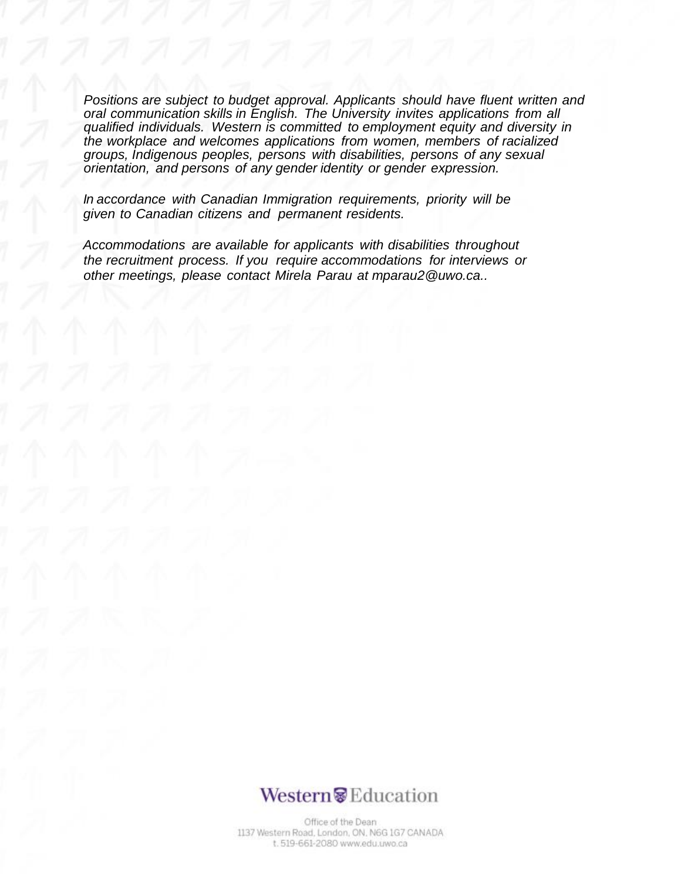*Positions are subject to budget approval. Applicants should have fluent written and oral communication skills in English. The University invites applications from all qualified individuals. Western is committed to employment equity and diversity in the workplace and welcomes applications from women, members of racialized groups, Indigenous peoples, persons with disabilities, persons of any sexual orientation, and persons of any gender identity or gender expression.*

*In accordance with Canadian Immigration requirements, priority will be given to Canadian citizens and permanent residents.*

*Accommodations are available for applicants with disabilities throughout the recruitment process. If you require accommodations for interviews or other meetings, please contact Mirela Parau at mparau2@uwo.ca..*

Western Education

Office of the Dean
1137 Western Road, London, ON, N6G 1G7 CANADA
t. 519-661-2080 www.edu.uwo.ca